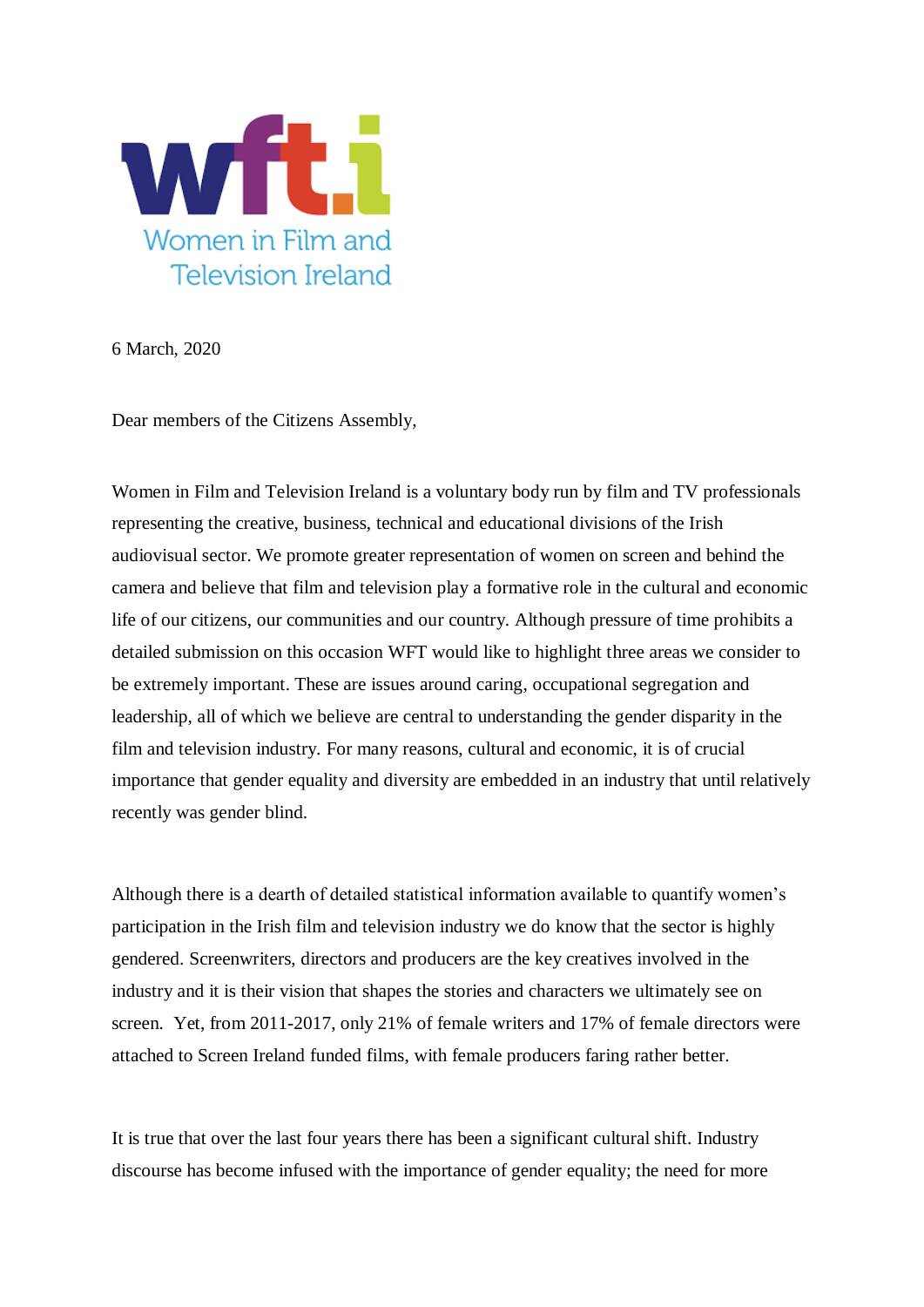wft.i
Women in Film and Television Ireland

6 March, 2020

Dear members of the Citizens Assembly,

Women in Film and Television Ireland is a voluntary body run by film and TV professionals representing the creative, business, technical and educational divisions of the Irish audiovisual sector. We promote greater representation of women on screen and behind the camera and believe that film and television play a formative role in the cultural and economic life of our citizens, our communities and our country. Although pressure of time prohibits a detailed submission on this occasion WFT would like to highlight three areas we consider to be extremely important. These are issues around caring, occupational segregation and leadership, all of which we believe are central to understanding the gender disparity in the film and television industry. For many reasons, cultural and economic, it is of crucial importance that gender equality and diversity are embedded in an industry that until relatively recently was gender blind.

Although there is a dearth of detailed statistical information available to quantify women's participation in the Irish film and television industry we do know that the sector is highly gendered. Screenwriters, directors and producers are the key creatives involved in the industry and it is their vision that shapes the stories and characters we ultimately see on screen. Yet, from 2011-2017, only 21% of female writers and 17% of female directors were attached to Screen Ireland funded films, with female producers faring rather better.

It is true that over the last four years there has been a significant cultural shift. Industry discourse has become infused with the importance of gender equality; the need for more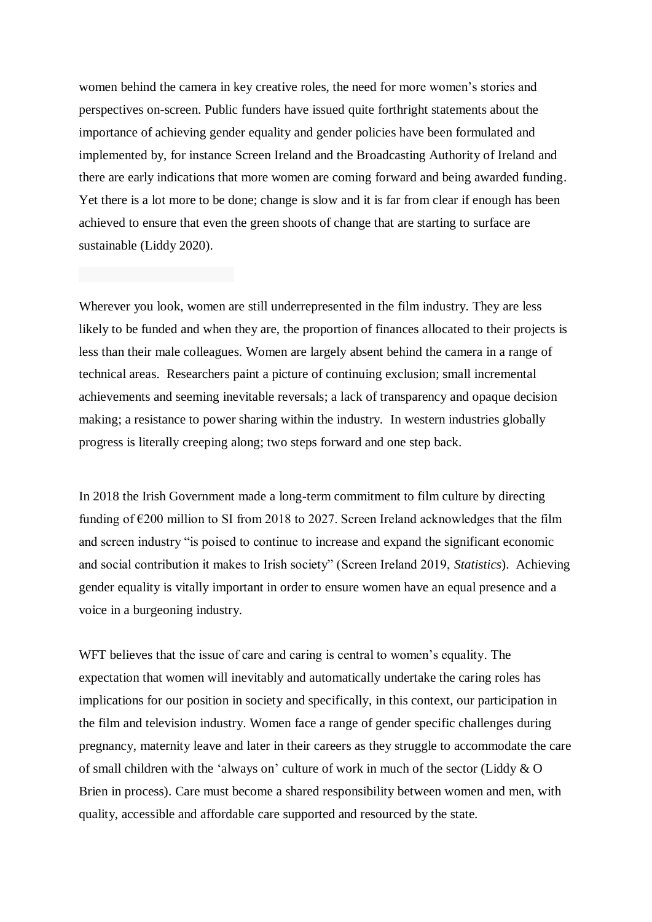women behind the camera in key creative roles, the need for more women's stories and perspectives on-screen. Public funders have issued quite forthright statements about the importance of achieving gender equality and gender policies have been formulated and implemented by, for instance Screen Ireland and the Broadcasting Authority of Ireland and there are early indications that more women are coming forward and being awarded funding. Yet there is a lot more to be done; change is slow and it is far from clear if enough has been achieved to ensure that even the green shoots of change that are starting to surface are sustainable (Liddy 2020).

Wherever you look, women are still underrepresented in the film industry. They are less likely to be funded and when they are, the proportion of finances allocated to their projects is less than their male colleagues. Women are largely absent behind the camera in a range of technical areas. Researchers paint a picture of continuing exclusion; small incremental achievements and seeming inevitable reversals; a lack of transparency and opaque decision making; a resistance to power sharing within the industry. In western industries globally progress is literally creeping along; two steps forward and one step back.

In 2018 the Irish Government made a long-term commitment to film culture by directing funding of €200 million to SI from 2018 to 2027. Screen Ireland acknowledges that the film and screen industry "is poised to continue to increase and expand the significant economic and social contribution it makes to Irish society" (Screen Ireland 2019, *Statistics*). Achieving gender equality is vitally important in order to ensure women have an equal presence and a voice in a burgeoning industry.

WFT believes that the issue of care and caring is central to women's equality. The expectation that women will inevitably and automatically undertake the caring roles has implications for our position in society and specifically, in this context, our participation in the film and television industry. Women face a range of gender specific challenges during pregnancy, maternity leave and later in their careers as they struggle to accommodate the care of small children with the 'always on' culture of work in much of the sector (Liddy & O Brien in process). Care must become a shared responsibility between women and men, with quality, accessible and affordable care supported and resourced by the state.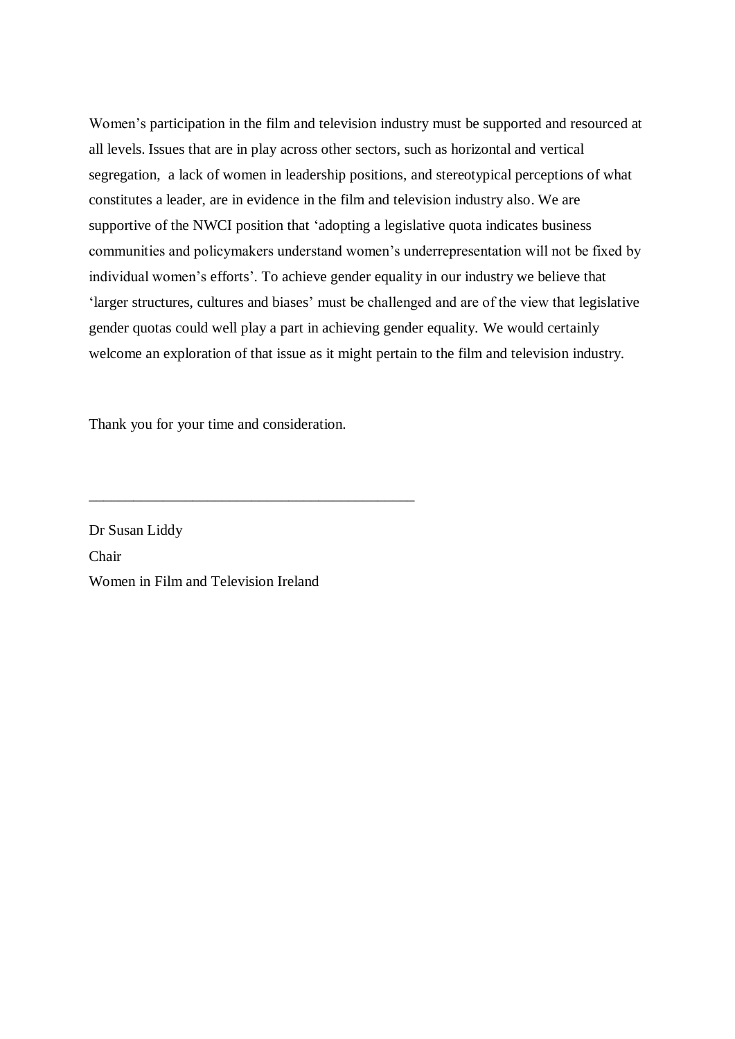Women's participation in the film and television industry must be supported and resourced at all levels. Issues that are in play across other sectors, such as horizontal and vertical segregation, a lack of women in leadership positions, and stereotypical perceptions of what constitutes a leader, are in evidence in the film and television industry also. We are supportive of the NWCI position that 'adopting a legislative quota indicates business communities and policymakers understand women's underrepresentation will not be fixed by individual women's efforts'. To achieve gender equality in our industry we believe that 'larger structures, cultures and biases' must be challenged and are of the view that legislative gender quotas could well play a part in achieving gender equality. We would certainly welcome an exploration of that issue as it might pertain to the film and television industry.

Thank you for your time and consideration.

_____________________________________________

Dr Susan Liddy

Chair

Women in Film and Television Ireland